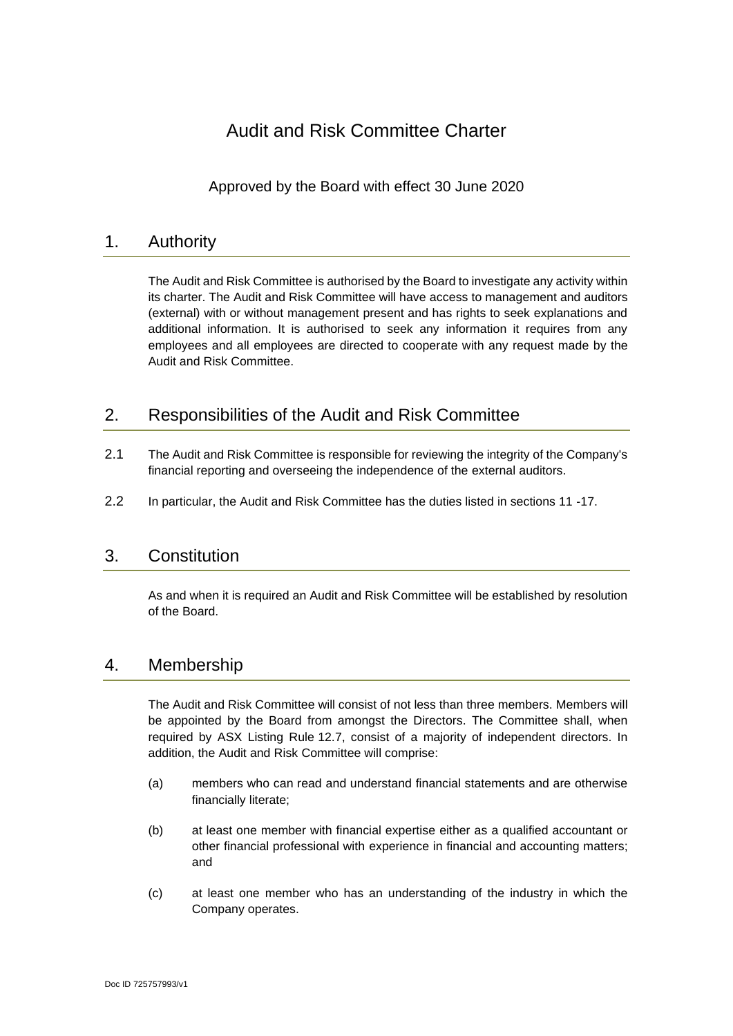# Audit and Risk Committee Charter

Approved by the Board with effect 30 June 2020

## 1. Authority

The Audit and Risk Committee is authorised by the Board to investigate any activity within its charter. The Audit and Risk Committee will have access to management and auditors (external) with or without management present and has rights to seek explanations and additional information. It is authorised to seek any information it requires from any employees and all employees are directed to cooperate with any request made by the Audit and Risk Committee.

## 2. Responsibilities of the Audit and Risk Committee

2.1 The Audit and Risk Committee is responsible for reviewing the integrity of the Company's financial reporting and overseeing the independence of the external auditors.

2.2 In particular, the Audit and Risk Committee has the duties listed in sections 11 -17.

## 3. Constitution

As and when it is required an Audit and Risk Committee will be established by resolution of the Board.

## 4. Membership

The Audit and Risk Committee will consist of not less than three members. Members will be appointed by the Board from amongst the Directors. The Committee shall, when required by ASX Listing Rule 12.7, consist of a majority of independent directors. In addition, the Audit and Risk Committee will comprise:

(a) members who can read and understand financial statements and are otherwise financially literate;

(b) at least one member with financial expertise either as a qualified accountant or other financial professional with experience in financial and accounting matters; and

(c) at least one member who has an understanding of the industry in which the Company operates.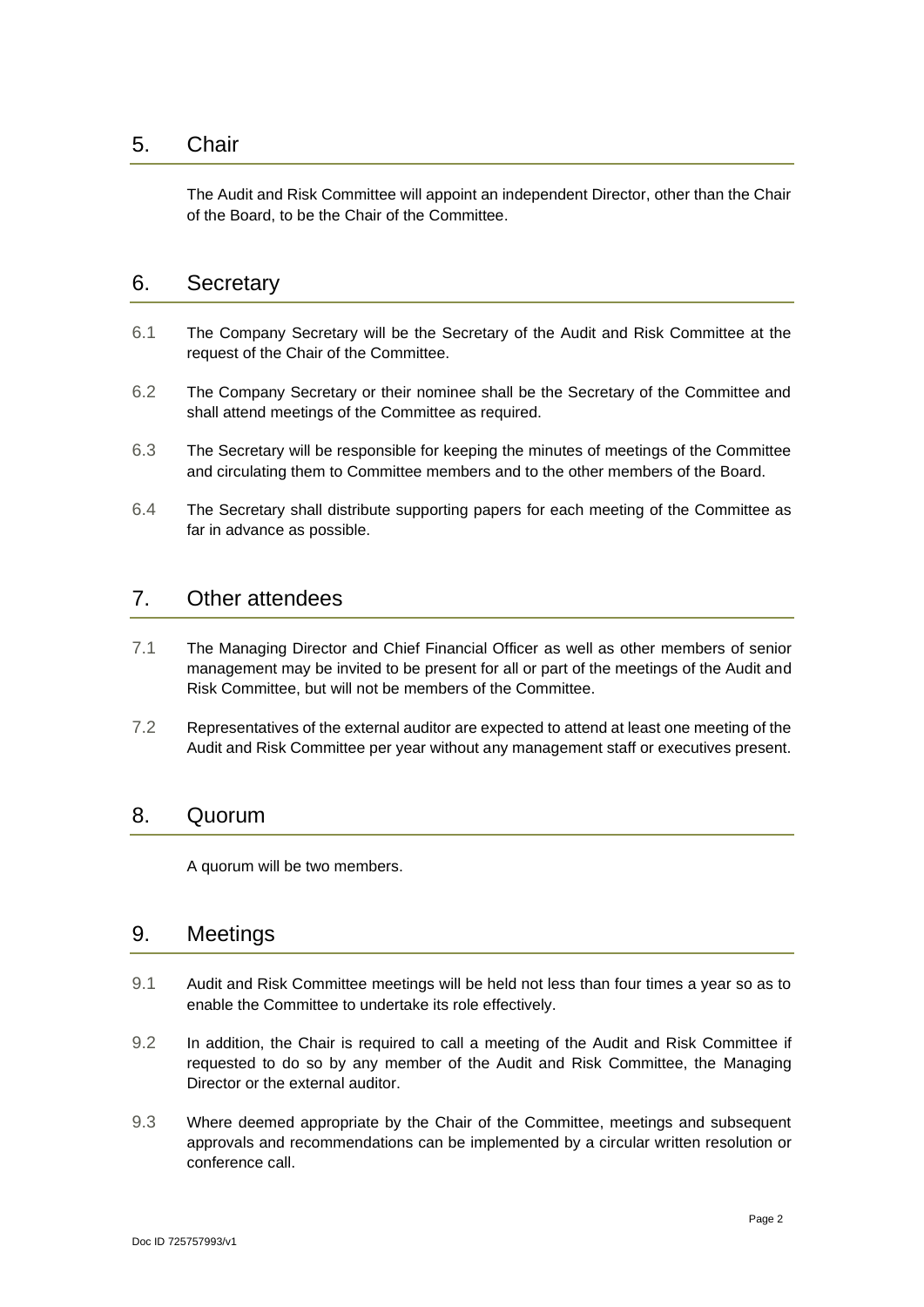## 5. Chair

The Audit and Risk Committee will appoint an independent Director, other than the Chair of the Board, to be the Chair of the Committee.

## 6. Secretary

6.1 The Company Secretary will be the Secretary of the Audit and Risk Committee at the request of the Chair of the Committee.

6.2 The Company Secretary or their nominee shall be the Secretary of the Committee and shall attend meetings of the Committee as required.

6.3 The Secretary will be responsible for keeping the minutes of meetings of the Committee and circulating them to Committee members and to the other members of the Board.

6.4 The Secretary shall distribute supporting papers for each meeting of the Committee as far in advance as possible.

## 7. Other attendees

7.1 The Managing Director and Chief Financial Officer as well as other members of senior management may be invited to be present for all or part of the meetings of the Audit and Risk Committee, but will not be members of the Committee.

7.2 Representatives of the external auditor are expected to attend at least one meeting of the Audit and Risk Committee per year without any management staff or executives present.

## 8. Quorum

A quorum will be two members.

## 9. Meetings

9.1 Audit and Risk Committee meetings will be held not less than four times a year so as to enable the Committee to undertake its role effectively.

9.2 In addition, the Chair is required to call a meeting of the Audit and Risk Committee if requested to do so by any member of the Audit and Risk Committee, the Managing Director or the external auditor.

9.3 Where deemed appropriate by the Chair of the Committee, meetings and subsequent approvals and recommendations can be implemented by a circular written resolution or conference call.

Doc ID 725757993/v1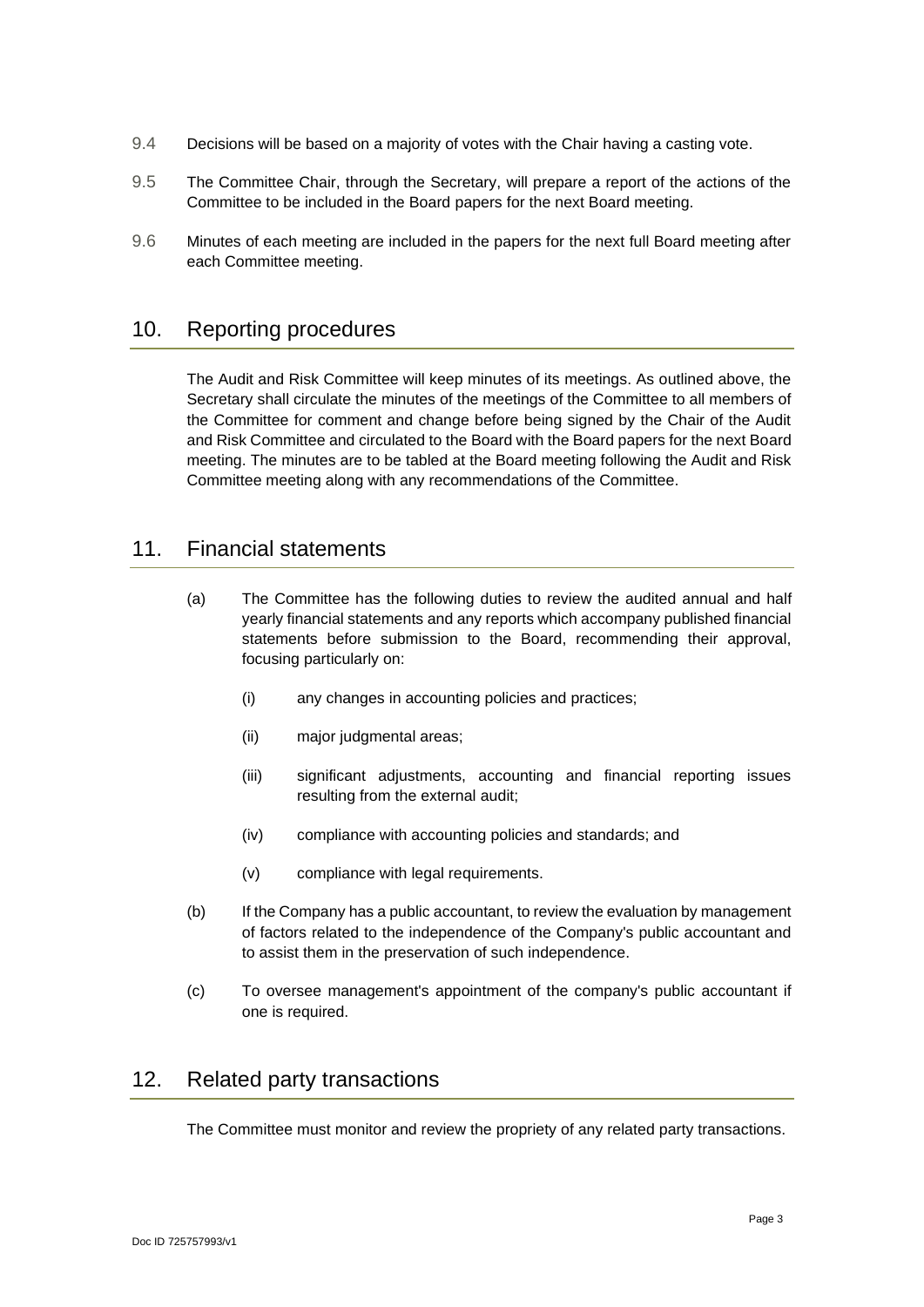9.4 Decisions will be based on a majority of votes with the Chair having a casting vote.

9.5 The Committee Chair, through the Secretary, will prepare a report of the actions of the Committee to be included in the Board papers for the next Board meeting.

9.6 Minutes of each meeting are included in the papers for the next full Board meeting after each Committee meeting.

## 10. Reporting procedures

The Audit and Risk Committee will keep minutes of its meetings. As outlined above, the Secretary shall circulate the minutes of the meetings of the Committee to all members of the Committee for comment and change before being signed by the Chair of the Audit and Risk Committee and circulated to the Board with the Board papers for the next Board meeting. The minutes are to be tabled at the Board meeting following the Audit and Risk Committee meeting along with any recommendations of the Committee.

## 11. Financial statements

(a) The Committee has the following duties to review the audited annual and half yearly financial statements and any reports which accompany published financial statements before submission to the Board, recommending their approval, focusing particularly on:

   (i) any changes in accounting policies and practices;

   (ii) major judgmental areas;

   (iii) significant adjustments, accounting and financial reporting issues resulting from the external audit;

   (iv) compliance with accounting policies and standards; and

   (v) compliance with legal requirements.

(b) If the Company has a public accountant, to review the evaluation by management of factors related to the independence of the Company's public accountant and to assist them in the preservation of such independence.

(c) To oversee management's appointment of the company's public accountant if one is required.

## 12. Related party transactions

The Committee must monitor and review the propriety of any related party transactions.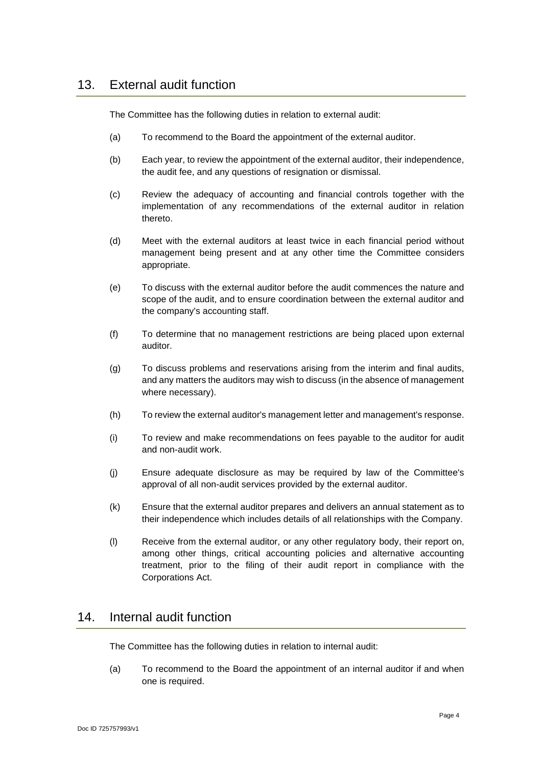## 13. External audit function

The Committee has the following duties in relation to external audit:

(a) To recommend to the Board the appointment of the external auditor.

(b) Each year, to review the appointment of the external auditor, their independence, the audit fee, and any questions of resignation or dismissal.

(c) Review the adequacy of accounting and financial controls together with the implementation of any recommendations of the external auditor in relation thereto.

(d) Meet with the external auditors at least twice in each financial period without management being present and at any other time the Committee considers appropriate.

(e) To discuss with the external auditor before the audit commences the nature and scope of the audit, and to ensure coordination between the external auditor and the company's accounting staff.

(f) To determine that no management restrictions are being placed upon external auditor.

(g) To discuss problems and reservations arising from the interim and final audits, and any matters the auditors may wish to discuss (in the absence of management where necessary).

(h) To review the external auditor's management letter and management's response.

(i) To review and make recommendations on fees payable to the auditor for audit and non-audit work.

(j) Ensure adequate disclosure as may be required by law of the Committee's approval of all non-audit services provided by the external auditor.

(k) Ensure that the external auditor prepares and delivers an annual statement as to their independence which includes details of all relationships with the Company.

(l) Receive from the external auditor, or any other regulatory body, their report on, among other things, critical accounting policies and alternative accounting treatment, prior to the filing of their audit report in compliance with the Corporations Act.

## 14. Internal audit function

The Committee has the following duties in relation to internal audit:

(a) To recommend to the Board the appointment of an internal auditor if and when one is required.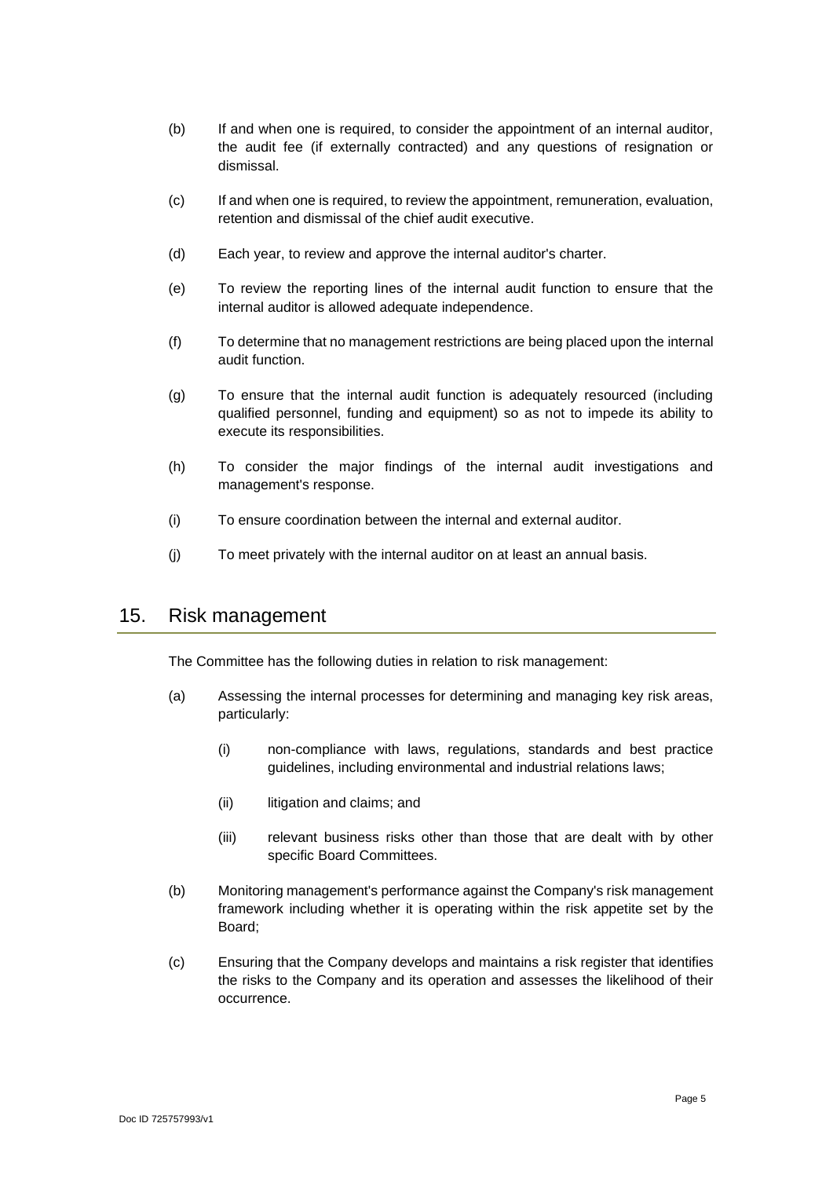(b) If and when one is required, to consider the appointment of an internal auditor, the audit fee (if externally contracted) and any questions of resignation or dismissal.

(c) If and when one is required, to review the appointment, remuneration, evaluation, retention and dismissal of the chief audit executive.

(d) Each year, to review and approve the internal auditor's charter.

(e) To review the reporting lines of the internal audit function to ensure that the internal auditor is allowed adequate independence.

(f) To determine that no management restrictions are being placed upon the internal audit function.

(g) To ensure that the internal audit function is adequately resourced (including qualified personnel, funding and equipment) so as not to impede its ability to execute its responsibilities.

(h) To consider the major findings of the internal audit investigations and management's response.

(i) To ensure coordination between the internal and external auditor.

(j) To meet privately with the internal auditor on at least an annual basis.

## 15. Risk management

The Committee has the following duties in relation to risk management:

(a) Assessing the internal processes for determining and managing key risk areas, particularly:

  (i) non-compliance with laws, regulations, standards and best practice guidelines, including environmental and industrial relations laws;

  (ii) litigation and claims; and

  (iii) relevant business risks other than those that are dealt with by other specific Board Committees.

(b) Monitoring management's performance against the Company's risk management framework including whether it is operating within the risk appetite set by the Board;

(c) Ensuring that the Company develops and maintains a risk register that identifies the risks to the Company and its operation and assesses the likelihood of their occurrence.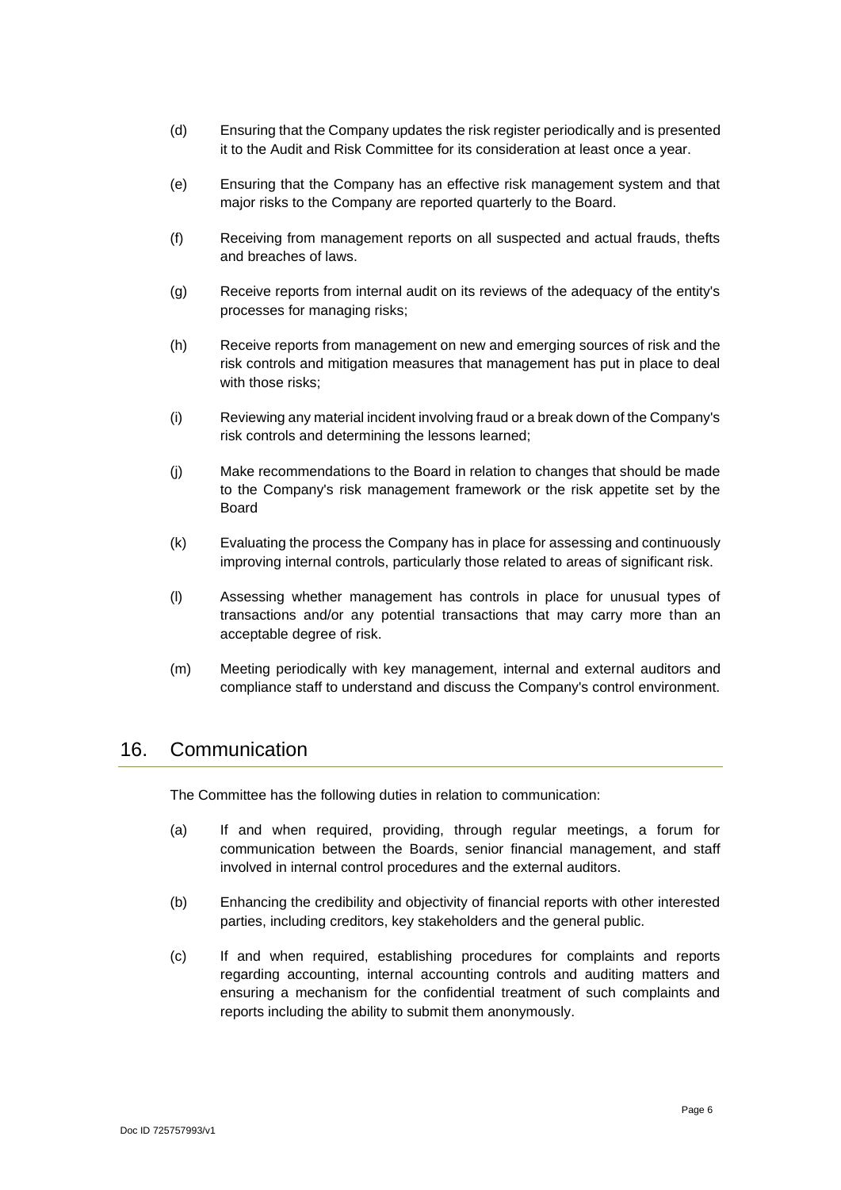(d) Ensuring that the Company updates the risk register periodically and is presented it to the Audit and Risk Committee for its consideration at least once a year.

(e) Ensuring that the Company has an effective risk management system and that major risks to the Company are reported quarterly to the Board.

(f) Receiving from management reports on all suspected and actual frauds, thefts and breaches of laws.

(g) Receive reports from internal audit on its reviews of the adequacy of the entity's processes for managing risks;

(h) Receive reports from management on new and emerging sources of risk and the risk controls and mitigation measures that management has put in place to deal with those risks;

(i) Reviewing any material incident involving fraud or a break down of the Company's risk controls and determining the lessons learned;

(j) Make recommendations to the Board in relation to changes that should be made to the Company's risk management framework or the risk appetite set by the Board

(k) Evaluating the process the Company has in place for assessing and continuously improving internal controls, particularly those related to areas of significant risk.

(l) Assessing whether management has controls in place for unusual types of transactions and/or any potential transactions that may carry more than an acceptable degree of risk.

(m) Meeting periodically with key management, internal and external auditors and compliance staff to understand and discuss the Company's control environment.

## 16. Communication

The Committee has the following duties in relation to communication:

(a) If and when required, providing, through regular meetings, a forum for communication between the Boards, senior financial management, and staff involved in internal control procedures and the external auditors.

(b) Enhancing the credibility and objectivity of financial reports with other interested parties, including creditors, key stakeholders and the general public.

(c) If and when required, establishing procedures for complaints and reports regarding accounting, internal accounting controls and auditing matters and ensuring a mechanism for the confidential treatment of such complaints and reports including the ability to submit them anonymously.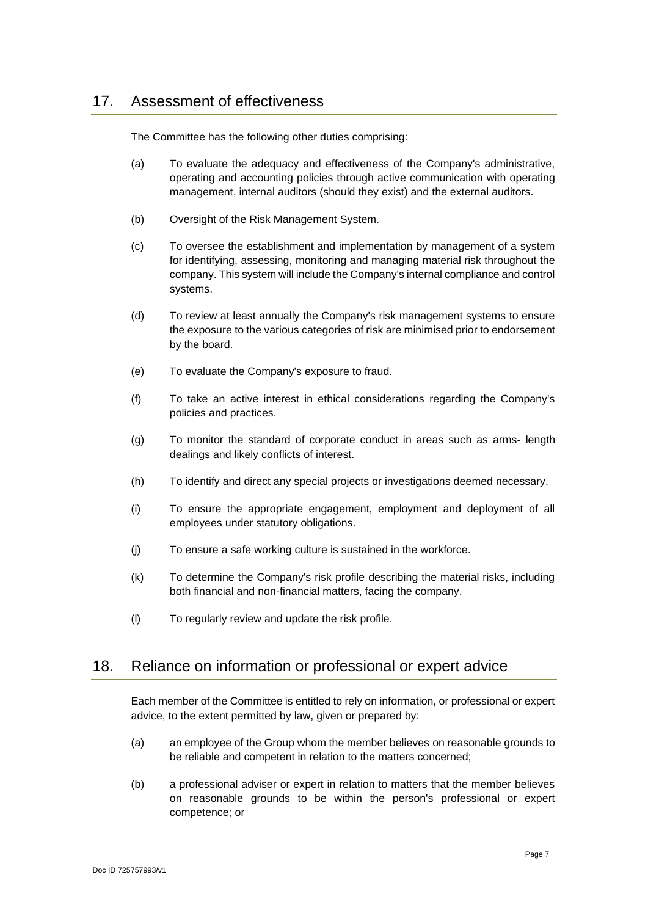## 17. Assessment of effectiveness

The Committee has the following other duties comprising:

(a) To evaluate the adequacy and effectiveness of the Company's administrative, operating and accounting policies through active communication with operating management, internal auditors (should they exist) and the external auditors.

(b) Oversight of the Risk Management System.

(c) To oversee the establishment and implementation by management of a system for identifying, assessing, monitoring and managing material risk throughout the company. This system will include the Company's internal compliance and control systems.

(d) To review at least annually the Company's risk management systems to ensure the exposure to the various categories of risk are minimised prior to endorsement by the board.

(e) To evaluate the Company's exposure to fraud.

(f) To take an active interest in ethical considerations regarding the Company's policies and practices.

(g) To monitor the standard of corporate conduct in areas such as arms- length dealings and likely conflicts of interest.

(h) To identify and direct any special projects or investigations deemed necessary.

(i) To ensure the appropriate engagement, employment and deployment of all employees under statutory obligations.

(j) To ensure a safe working culture is sustained in the workforce.

(k) To determine the Company's risk profile describing the material risks, including both financial and non-financial matters, facing the company.

(l) To regularly review and update the risk profile.

## 18. Reliance on information or professional or expert advice

Each member of the Committee is entitled to rely on information, or professional or expert advice, to the extent permitted by law, given or prepared by:

(a) an employee of the Group whom the member believes on reasonable grounds to be reliable and competent in relation to the matters concerned;

(b) a professional adviser or expert in relation to matters that the member believes on reasonable grounds to be within the person's professional or expert competence; or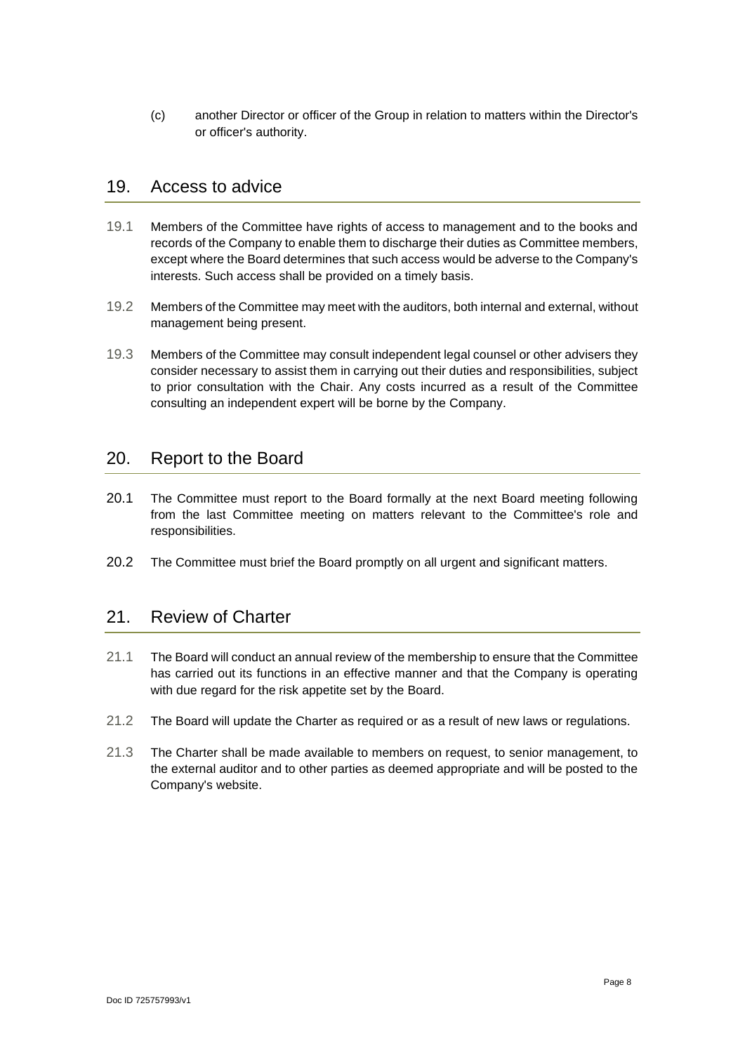(c) another Director or officer of the Group in relation to matters within the Director's or officer's authority.

## 19. Access to advice

19.1 Members of the Committee have rights of access to management and to the books and records of the Company to enable them to discharge their duties as Committee members, except where the Board determines that such access would be adverse to the Company's interests. Such access shall be provided on a timely basis.

19.2 Members of the Committee may meet with the auditors, both internal and external, without management being present.

19.3 Members of the Committee may consult independent legal counsel or other advisers they consider necessary to assist them in carrying out their duties and responsibilities, subject to prior consultation with the Chair. Any costs incurred as a result of the Committee consulting an independent expert will be borne by the Company.

## 20. Report to the Board

20.1 The Committee must report to the Board formally at the next Board meeting following from the last Committee meeting on matters relevant to the Committee's role and responsibilities.

20.2 The Committee must brief the Board promptly on all urgent and significant matters.

## 21. Review of Charter

21.1 The Board will conduct an annual review of the membership to ensure that the Committee has carried out its functions in an effective manner and that the Company is operating with due regard for the risk appetite set by the Board.

21.2 The Board will update the Charter as required or as a result of new laws or regulations.

21.3 The Charter shall be made available to members on request, to senior management, to the external auditor and to other parties as deemed appropriate and will be posted to the Company's website.

Doc ID 725757993/v1